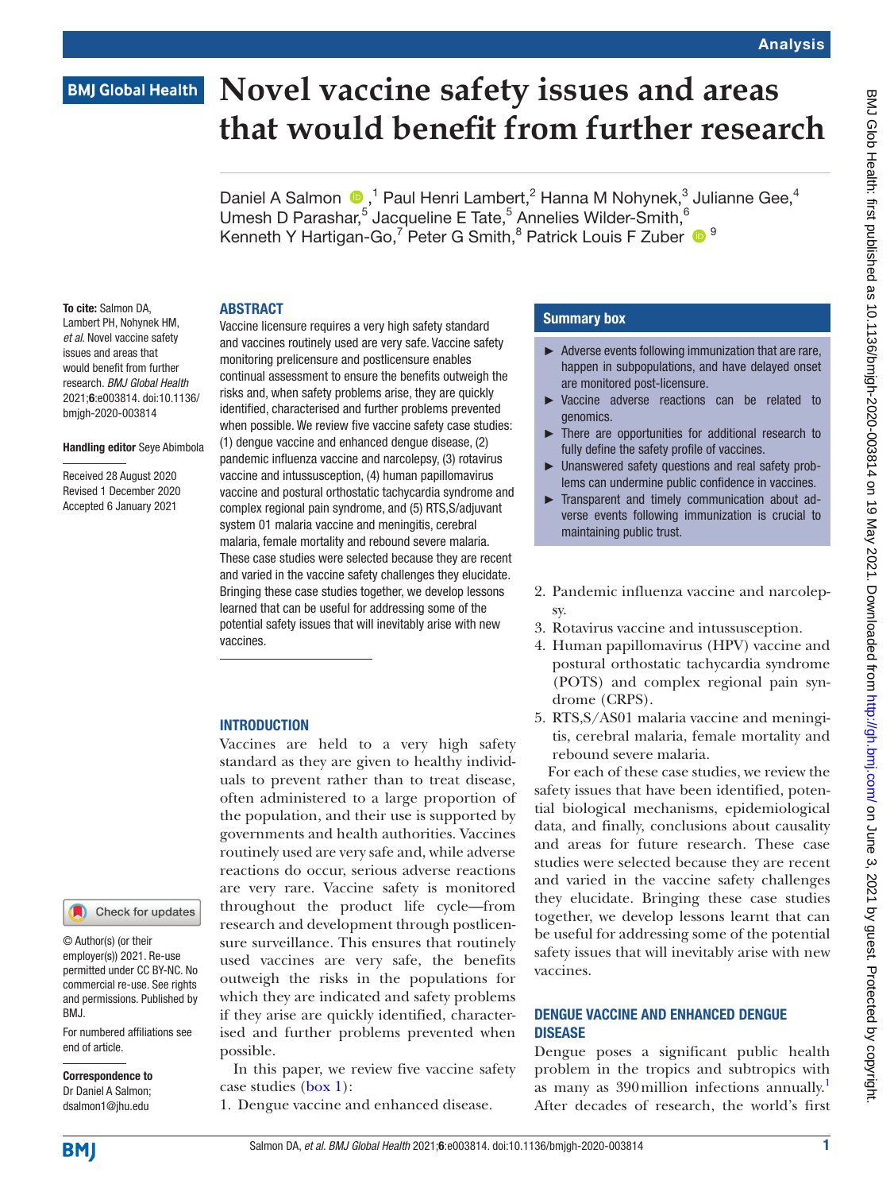# Novel vaccine safety issues and areas that would benefit from further research

Daniel A Salmon,[1] Paul Henri Lambert,[2] Hanna M Nohynek,[3] Julianne Gee,[4] Umesh D Parashar,[5] Jacqueline E Tate,[5] Annelies Wilder-Smith,[6] Kenneth Y Hartigan-Go,[7] Peter G Smith,[8] Patrick Louis F Zuber[9]

**To cite:** Salmon DA, Lambert PH, Nohynek HM, *et al*. Novel vaccine safety issues and areas that would benefit from further research. *BMJ Global Health* 2021;**6**:e003814. doi:10.1136/bmjgh-2020-003814

**Handling editor** Seye Abimbola

Received 28 August 2020
Revised 1 December 2020
Accepted 6 January 2021

© Author(s) (or their employer(s)) 2021. Re-use permitted under CC BY-NC. No commercial re-use. See rights and permissions. Published by BMJ.

For numbered affiliations see end of article.

**Correspondence to**
Dr Daniel A Salmon;
dsalmon1@jhu.edu

## ABSTRACT

Vaccine licensure requires a very high safety standard and vaccines routinely used are very safe. Vaccine safety monitoring prelicensure and postlicensure enables continual assessment to ensure the benefits outweigh the risks and, when safety problems arise, they are quickly identified, characterised and further problems prevented when possible. We review five vaccine safety case studies: (1) dengue vaccine and enhanced dengue disease, (2) pandemic influenza vaccine and narcolepsy, (3) rotavirus vaccine and intussusception, (4) human papillomavirus vaccine and postural orthostatic tachycardia syndrome and complex regional pain syndrome, and (5) RTS,S/adjuvant system 01 malaria vaccine and meningitis, cerebral malaria, female mortality and rebound severe malaria. These case studies were selected because they are recent and varied in the vaccine safety challenges they elucidate. Bringing these case studies together, we develop lessons learned that can be useful for addressing some of the potential safety issues that will inevitably arise with new vaccines.

### Summary box

- Adverse events following immunization that are rare, happen in subpopulations, and have delayed onset are monitored post-licensure.
- Vaccine adverse reactions can be related to genomics.
- There are opportunities for additional research to fully define the safety profile of vaccines.
- Unanswered safety questions and real safety problems can undermine public confidence in vaccines.
- Transparent and timely communication about adverse events following immunization is crucial to maintaining public trust.

## INTRODUCTION

Vaccines are held to a very high safety standard as they are given to healthy individuals to prevent rather than to treat disease, often administered to a large proportion of the population, and their use is supported by governments and health authorities. Vaccines routinely used are very safe and, while adverse reactions do occur, serious adverse reactions are very rare. Vaccine safety is monitored throughout the product life cycle—from research and development through postlicensure surveillance. This ensures that routinely used vaccines are very safe, the benefits outweigh the risks in the populations for which they are indicated and safety problems if they arise are quickly identified, characterised and further problems prevented when possible.

In this paper, we review five vaccine safety case studies (box 1):

1. Dengue vaccine and enhanced disease.
2. Pandemic influenza vaccine and narcolepsy.
3. Rotavirus vaccine and intussusception.
4. Human papillomavirus (HPV) vaccine and postural orthostatic tachycardia syndrome (POTS) and complex regional pain syndrome (CRPS).
5. RTS,S/AS01 malaria vaccine and meningitis, cerebral malaria, female mortality and rebound severe malaria.

For each of these case studies, we review the safety issues that have been identified, potential biological mechanisms, epidemiological data, and finally, conclusions about causality and areas for future research. These case studies were selected because they are recent and varied in the vaccine safety challenges they elucidate. Bringing these case studies together, we develop lessons learnt that can be useful for addressing some of the potential safety issues that will inevitably arise with new vaccines.

## DENGUE VACCINE AND ENHANCED DENGUE DISEASE

Dengue poses a significant public health problem in the tropics and subtropics with as many as 390 million infections annually.[1] After decades of research, the world's first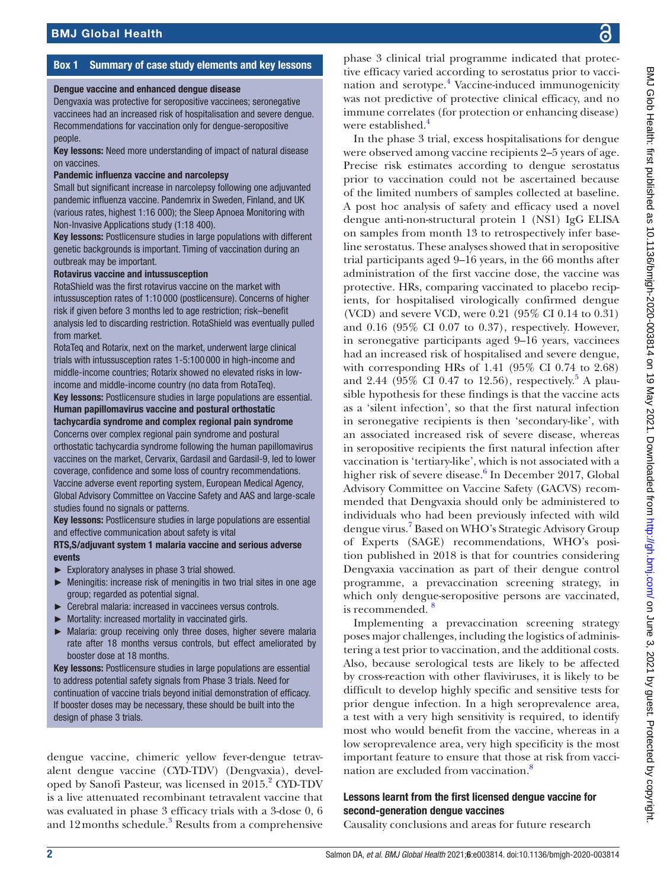**Box 1 Summary of case study elements and key lessons**

**Dengue vaccine and enhanced dengue disease**

Dengvaxia was protective for seropositive vaccinees; seronegative vaccinees had an increased risk of hospitalisation and severe dengue. Recommendations for vaccination only for dengue-seropositive people.

**Key lessons:** Need more understanding of impact of natural disease on vaccines.

**Pandemic influenza vaccine and narcolepsy**

Small but significant increase in narcolepsy following one adjuvanted pandemic influenza vaccine. Pandemrix in Sweden, Finland, and UK (various rates, highest 1:16 000); the Sleep Apnoea Monitoring with Non-Invasive Applications study (1:18 400).

**Key lessons:** Postlicensure studies in large populations with different genetic backgrounds is important. Timing of vaccination during an outbreak may be important.

**Rotavirus vaccine and intussusception**

RotaShield was the first rotavirus vaccine on the market with intussusception rates of 1:10 000 (postlicensure). Concerns of higher risk if given before 3 months led to age restriction; risk–benefit analysis led to discarding restriction. RotaShield was eventually pulled from market.

RotaTeq and Rotarix, next on the market, underwent large clinical trials with intussusception rates 1-5:100 000 in high-income and middle-income countries; Rotarix showed no elevated risks in low-income and middle-income country (no data from RotaTeq).

**Key lessons:** Postlicensure studies in large populations are essential.

**Human papillomavirus vaccine and postural orthostatic tachycardia syndrome and complex regional pain syndrome**

Concerns over complex regional pain syndrome and postural orthostatic tachycardia syndrome following the human papillomavirus vaccines on the market, Cervarix, Gardasil and Gardasil-9, led to lower coverage, confidence and some loss of country recommendations. Vaccine adverse event reporting system, European Medical Agency, Global Advisory Committee on Vaccine Safety and AAS and large-scale studies found no signals or patterns.

**Key lessons:** Postlicensure studies in large populations are essential and effective communication about safety is vital

**RTS,S/adjuvant system 1 malaria vaccine and serious adverse events**

- Exploratory analyses in phase 3 trial showed.
- Meningitis: increase risk of meningitis in two trial sites in one age group; regarded as potential signal.
- Cerebral malaria: increased in vaccinees versus controls.
- Mortality: increased mortality in vaccinated girls.
- Malaria: group receiving only three doses, higher severe malaria rate after 18 months versus controls, but effect ameliorated by booster dose at 18 months.

**Key lessons:** Postlicensure studies in large populations are essential to address potential safety signals from Phase 3 trials. Need for continuation of vaccine trials beyond initial demonstration of efficacy. If booster doses may be necessary, these should be built into the design of phase 3 trials.

dengue vaccine, chimeric yellow fever-dengue tetravalent dengue vaccine (CYD-TDV) (Dengvaxia), developed by Sanofi Pasteur, was licensed in 2015.[2] CYD-TDV is a live attenuated recombinant tetravalent vaccine that was evaluated in phase 3 efficacy trials with a 3-dose 0, 6 and 12 months schedule.[3] Results from a comprehensive phase 3 clinical trial programme indicated that protective efficacy varied according to serostatus prior to vaccination and serotype.[4] Vaccine-induced immunogenicity was not predictive of protective clinical efficacy, and no immune correlates (for protection or enhancing disease) were established.[4]

In the phase 3 trial, excess hospitalisations for dengue were observed among vaccine recipients 2–5 years of age. Precise risk estimates according to dengue serostatus prior to vaccination could not be ascertained because of the limited numbers of samples collected at baseline. A post hoc analysis of safety and efficacy used a novel dengue anti-non-structural protein 1 (NS1) IgG ELISA on samples from month 13 to retrospectively infer baseline serostatus. These analyses showed that in seropositive trial participants aged 9–16 years, in the 66 months after administration of the first vaccine dose, the vaccine was protective. HRs, comparing vaccinated to placebo recipients, for hospitalised virologically confirmed dengue (VCD) and severe VCD, were 0.21 (95% CI 0.14 to 0.31) and 0.16 (95% CI 0.07 to 0.37), respectively. However, in seronegative participants aged 9–16 years, vaccinees had an increased risk of hospitalised and severe dengue, with corresponding HRs of 1.41 (95% CI 0.74 to 2.68) and 2.44 (95% CI 0.47 to 12.56), respectively.[5] A plausible hypothesis for these findings is that the vaccine acts as a 'silent infection', so that the first natural infection in seronegative recipients is then 'secondary-like', with an associated increased risk of severe disease, whereas in seropositive recipients the first natural infection after vaccination is 'tertiary-like', which is not associated with a higher risk of severe disease.[6] In December 2017, Global Advisory Committee on Vaccine Safety (GACVS) recommended that Dengvaxia should only be administered to individuals who had been previously infected with wild dengue virus.[7] Based on WHO's Strategic Advisory Group of Experts (SAGE) recommendations, WHO's position published in 2018 is that for countries considering Dengvaxia vaccination as part of their dengue control programme, a prevaccination screening strategy, in which only dengue-seropositive persons are vaccinated, is recommended.[8]

Implementing a prevaccination screening strategy poses major challenges, including the logistics of administering a test prior to vaccination, and the additional costs. Also, because serological tests are likely to be affected by cross-reaction with other flaviviruses, it is likely to be difficult to develop highly specific and sensitive tests for prior dengue infection. In a high seroprevalence area, a test with a very high sensitivity is required, to identify most who would benefit from the vaccine, whereas in a low seroprevalence area, very high specificity is the most important feature to ensure that those at risk from vaccination are excluded from vaccination.[8]

## Lessons learnt from the first licensed dengue vaccine for second-generation dengue vaccines

Causality conclusions and areas for future research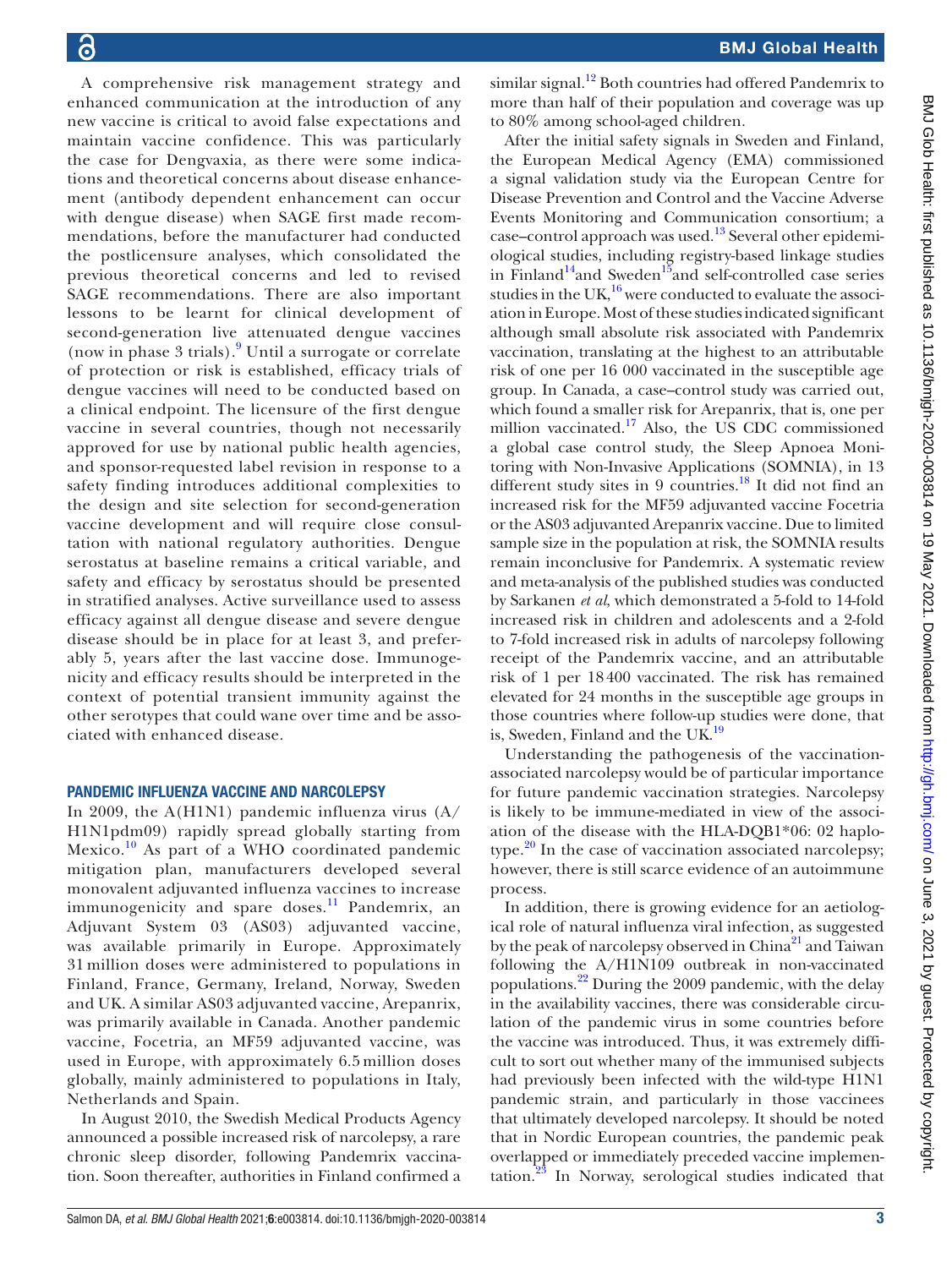A comprehensive risk management strategy and enhanced communication at the introduction of any new vaccine is critical to avoid false expectations and maintain vaccine confidence. This was particularly the case for Dengvaxia, as there were some indications and theoretical concerns about disease enhancement (antibody dependent enhancement can occur with dengue disease) when SAGE first made recommendations, before the manufacturer had conducted the postlicensure analyses, which consolidated the previous theoretical concerns and led to revised SAGE recommendations. There are also important lessons to be learnt for clinical development of second-generation live attenuated dengue vaccines (now in phase 3 trials).[9] Until a surrogate or correlate of protection or risk is established, efficacy trials of dengue vaccines will need to be conducted based on a clinical endpoint. The licensure of the first dengue vaccine in several countries, though not necessarily approved for use by national public health agencies, and sponsor-requested label revision in response to a safety finding introduces additional complexities to the design and site selection for second-generation vaccine development and will require close consultation with national regulatory authorities. Dengue serostatus at baseline remains a critical variable, and safety and efficacy by serostatus should be presented in stratified analyses. Active surveillance used to assess efficacy against all dengue disease and severe dengue disease should be in place for at least 3, and preferably 5, years after the last vaccine dose. Immunogenicity and efficacy results should be interpreted in the context of potential transient immunity against the other serotypes that could wane over time and be associated with enhanced disease.

## PANDEMIC INFLUENZA VACCINE AND NARCOLEPSY

In 2009, the A(H1N1) pandemic influenza virus (A/H1N1pdm09) rapidly spread globally starting from Mexico.[10] As part of a WHO coordinated pandemic mitigation plan, manufacturers developed several monovalent adjuvanted influenza vaccines to increase immunogenicity and spare doses.[11] Pandemrix, an Adjuvant System 03 (AS03) adjuvanted vaccine, was available primarily in Europe. Approximately 31 million doses were administered to populations in Finland, France, Germany, Ireland, Norway, Sweden and UK. A similar AS03 adjuvanted vaccine, Arepanrix, was primarily available in Canada. Another pandemic vaccine, Focetria, an MF59 adjuvanted vaccine, was used in Europe, with approximately 6.5 million doses globally, mainly administered to populations in Italy, Netherlands and Spain.

In August 2010, the Swedish Medical Products Agency announced a possible increased risk of narcolepsy, a rare chronic sleep disorder, following Pandemrix vaccination. Soon thereafter, authorities in Finland confirmed a similar signal.[12] Both countries had offered Pandemrix to more than half of their population and coverage was up to 80% among school-aged children.

After the initial safety signals in Sweden and Finland, the European Medical Agency (EMA) commissioned a signal validation study via the European Centre for Disease Prevention and Control and the Vaccine Adverse Events Monitoring and Communication consortium; a case–control approach was used.[13] Several other epidemiological studies, including registry-based linkage studies in Finland[14] and Sweden[15] and self-controlled case series studies in the UK,[16] were conducted to evaluate the association in Europe. Most of these studies indicated significant although small absolute risk associated with Pandemrix vaccination, translating at the highest to an attributable risk of one per 16 000 vaccinated in the susceptible age group. In Canada, a case–control study was carried out, which found a smaller risk for Arepanrix, that is, one per million vaccinated.[17] Also, the US CDC commissioned a global case control study, the Sleep Apnoea Monitoring with Non-Invasive Applications (SOMNIA), in 13 different study sites in 9 countries.[18] It did not find an increased risk for the MF59 adjuvanted vaccine Focetria or the AS03 adjuvanted Arepanrix vaccine. Due to limited sample size in the population at risk, the SOMNIA results remain inconclusive for Pandemrix. A systematic review and meta-analysis of the published studies was conducted by Sarkanen *et al*, which demonstrated a 5-fold to 14-fold increased risk in children and adolescents and a 2-fold to 7-fold increased risk in adults of narcolepsy following receipt of the Pandemrix vaccine, and an attributable risk of 1 per 18 400 vaccinated. The risk has remained elevated for 24 months in the susceptible age groups in those countries where follow-up studies were done, that is, Sweden, Finland and the UK.[19]

Understanding the pathogenesis of the vaccination-associated narcolepsy would be of particular importance for future pandemic vaccination strategies. Narcolepsy is likely to be immune-mediated in view of the association of the disease with the HLA-DQB1*06: 02 haplotype.[20] In the case of vaccination associated narcolepsy; however, there is still scarce evidence of an autoimmune process.

In addition, there is growing evidence for an aetiological role of natural influenza viral infection, as suggested by the peak of narcolepsy observed in China[21] and Taiwan following the A/H1N109 outbreak in non-vaccinated populations.[22] During the 2009 pandemic, with the delay in the availability vaccines, there was considerable circulation of the pandemic virus in some countries before the vaccine was introduced. Thus, it was extremely difficult to sort out whether many of the immunised subjects had previously been infected with the wild-type H1N1 pandemic strain, and particularly in those vaccinees that ultimately developed narcolepsy. It should be noted that in Nordic European countries, the pandemic peak overlapped or immediately preceded vaccine implementation.[23] In Norway, serological studies indicated that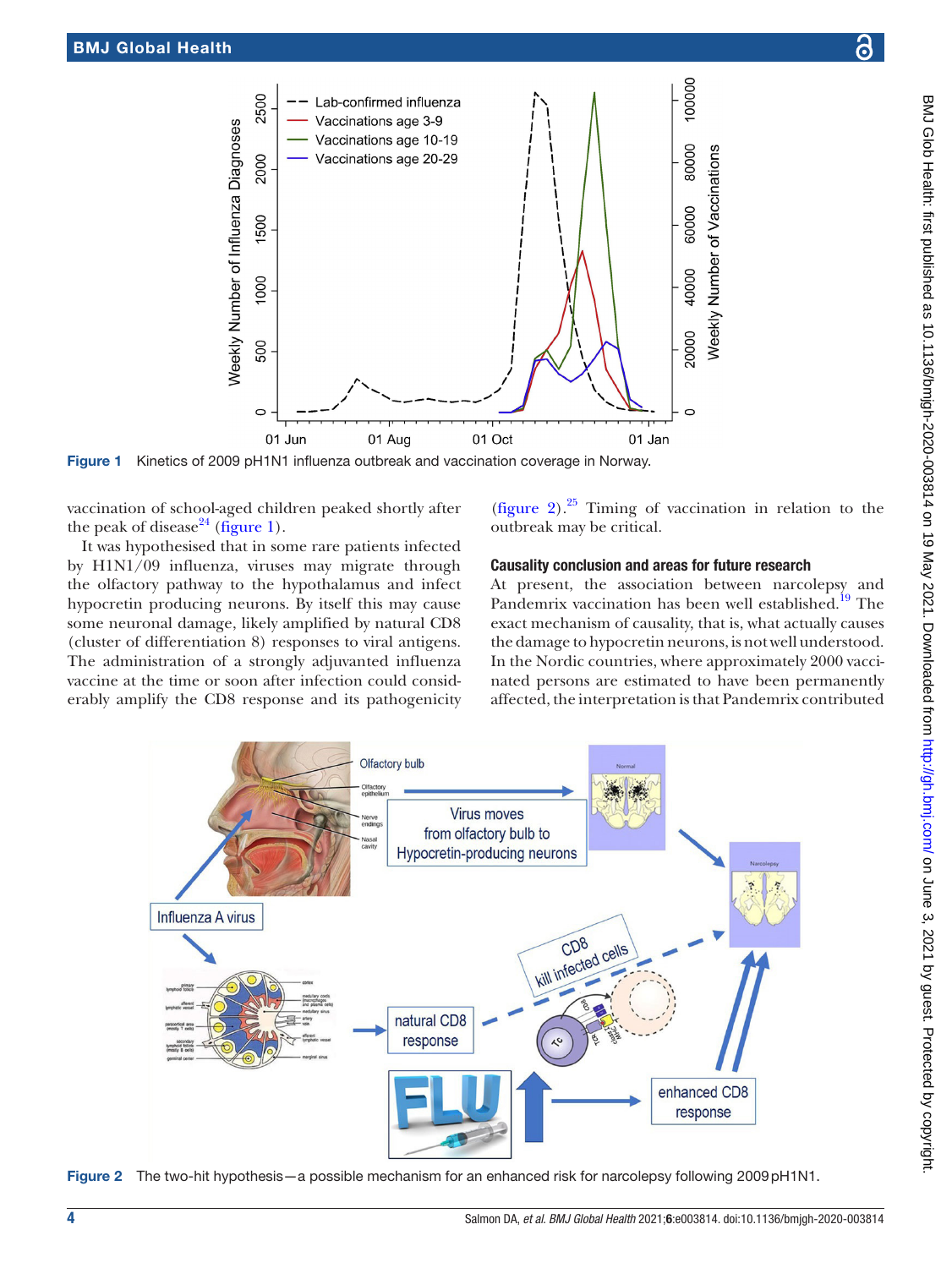Figure 1 Kinetics of 2009 pH1N1 influenza outbreak and vaccination coverage in Norway.

vaccination of school-aged children peaked shortly after the peak of disease[24] (figure 1).

It was hypothesised that in some rare patients infected by H1N1/09 influenza, viruses may migrate through the olfactory pathway to the hypothalamus and infect hypocretin producing neurons. By itself this may cause some neuronal damage, likely amplified by natural CD8 (cluster of differentiation 8) responses to viral antigens. The administration of a strongly adjuvanted influenza vaccine at the time or soon after infection could considerably amplify the CD8 response and its pathogenicity (figure 2).[25] Timing of vaccination in relation to the outbreak may be critical.

## Causality conclusion and areas for future research

At present, the association between narcolepsy and Pandemrix vaccination has been well established.[19] The exact mechanism of causality, that is, what actually causes the damage to hypocretin neurons, is not well understood. In the Nordic countries, where approximately 2000 vaccinated persons are estimated to have been permanently affected, the interpretation is that Pandemrix contributed

Figure 2 The two-hit hypothesis—a possible mechanism for an enhanced risk for narcolepsy following 2009 pH1N1.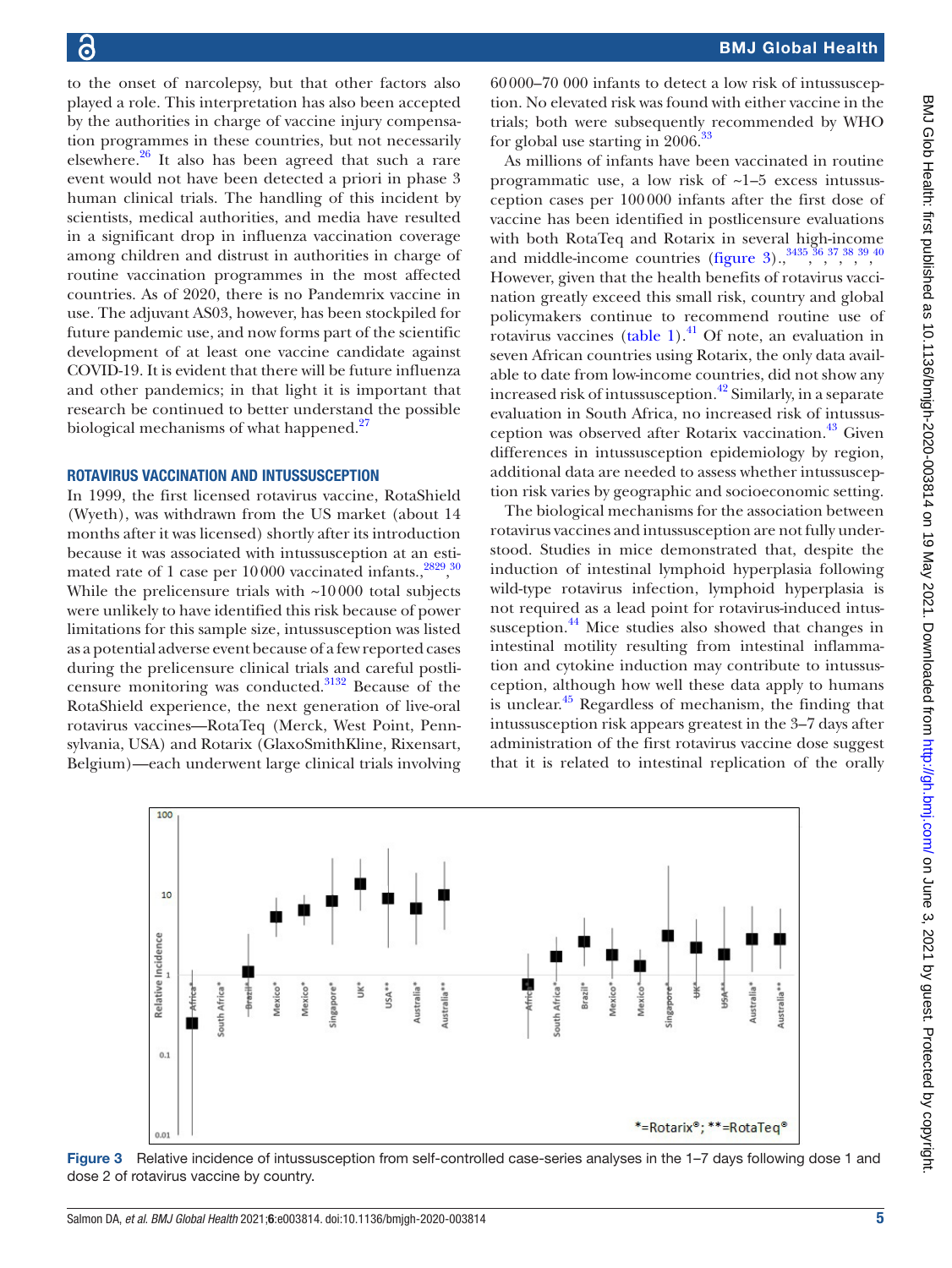to the onset of narcolepsy, but that other factors also played a role. This interpretation has also been accepted by the authorities in charge of vaccine injury compensation programmes in these countries, but not necessarily elsewhere.[26] It also has been agreed that such a rare event would not have been detected a priori in phase 3 human clinical trials. The handling of this incident by scientists, medical authorities, and media have resulted in a significant drop in influenza vaccination coverage among children and distrust in authorities in charge of routine vaccination programmes in the most affected countries. As of 2020, there is no Pandemrix vaccine in use. The adjuvant AS03, however, has been stockpiled for future pandemic use, and now forms part of the scientific development of at least one vaccine candidate against COVID-19. It is evident that there will be future influenza and other pandemics; in that light it is important that research be continued to better understand the possible biological mechanisms of what happened.[27]

## ROTAVIRUS VACCINATION AND INTUSSUSCEPTION

In 1999, the first licensed rotavirus vaccine, RotaShield (Wyeth), was withdrawn from the US market (about 14 months after it was licensed) shortly after its introduction because it was associated with intussusception at an estimated rate of 1 case per 10 000 vaccinated infants.[28,29,30] While the prelicensure trials with ~10 000 total subjects were unlikely to have identified this risk because of power limitations for this sample size, intussusception was listed as a potential adverse event because of a few reported cases during the prelicensure clinical trials and careful postlicensure monitoring was conducted.[31,32] Because of the RotaShield experience, the next generation of live-oral rotavirus vaccines—RotaTeq (Merck, West Point, Pennsylvania, USA) and Rotarix (GlaxoSmithKline, Rixensart, Belgium)—each underwent large clinical trials involving 60 000–70 000 infants to detect a low risk of intussusception. No elevated risk was found with either vaccine in the trials; both were subsequently recommended by WHO for global use starting in 2006.[33]

As millions of infants have been vaccinated in routine programmatic use, a low risk of ~1–5 excess intussusception cases per 100 000 infants after the first dose of vaccine has been identified in postlicensure evaluations with both RotaTeq and Rotarix in several high-income and middle-income countries (figure 3).[34,35,36,37,38,39,40] However, given that the health benefits of rotavirus vaccination greatly exceed this small risk, country and global policymakers continue to recommend routine use of rotavirus vaccines (table 1).[41] Of note, an evaluation in seven African countries using Rotarix, the only data available to date from low-income countries, did not show any increased risk of intussusception.[42] Similarly, in a separate evaluation in South Africa, no increased risk of intussusception was observed after Rotarix vaccination.[43] Given differences in intussusception epidemiology by region, additional data are needed to assess whether intussusception risk varies by geographic and socioeconomic setting.

The biological mechanisms for the association between rotavirus vaccines and intussusception are not fully understood. Studies in mice demonstrated that, despite the induction of intestinal lymphoid hyperplasia following wild-type rotavirus infection, lymphoid hyperplasia is not required as a lead point for rotavirus-induced intussusception.[44] Mice studies also showed that changes in intestinal motility resulting from intestinal inflammation and cytokine induction may contribute to intussusception, although how well these data apply to humans is unclear.[45] Regardless of mechanism, the finding that intussusception risk appears greatest in the 3–7 days after administration of the first rotavirus vaccine dose suggest that it is related to intestinal replication of the orally

Figure 3 Relative incidence of intussusception from self-controlled case-series analyses in the 1–7 days following dose 1 and dose 2 of rotavirus vaccine by country.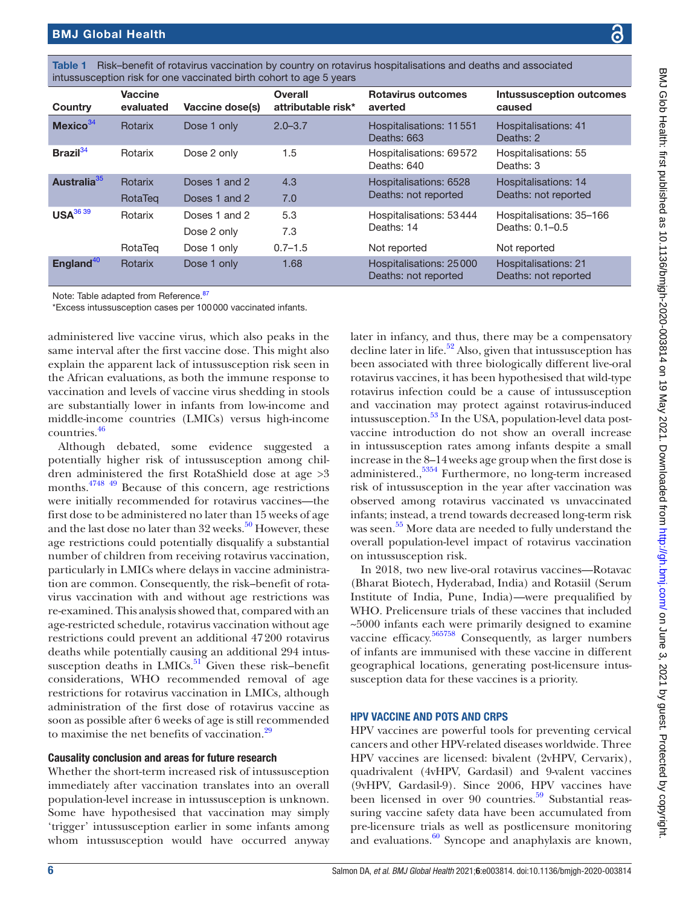**Table 1** Risk–benefit of rotavirus vaccination by country on rotavirus hospitalisations and deaths and associated intussusception risk for one vaccinated birth cohort to age 5 years

| Country | Vaccine evaluated | Vaccine dose(s) | Overall attributable risk* | Rotavirus outcomes averted | Intussusception outcomes caused |
|---|---|---|---|---|---|
| **Mexico**[34] | Rotarix | Dose 1 only | 2.0–3.7 | Hospitalisations: 11 551<br>Deaths: 663 | Hospitalisations: 41<br>Deaths: 2 |
| **Brazil**[34] | Rotarix | Dose 2 only | 1.5 | Hospitalisations: 69 572<br>Deaths: 640 | Hospitalisations: 55<br>Deaths: 3 |
| **Australia**[35] | Rotarix | Doses 1 and 2 | 4.3 | Hospitalisations: 6528<br>Deaths: not reported | Hospitalisations: 14<br>Deaths: not reported |
| | RotaTeq | Doses 1 and 2 | 7.0 | | |
| **USA**[36 39] | Rotarix | Doses 1 and 2 | 5.3 | Hospitalisations: 53 444<br>Deaths: 14 | Hospitalisations: 35–166<br>Deaths: 0.1–0.5 |
| | | Dose 2 only | 7.3 | | |
| | RotaTeq | Dose 1 only | 0.7–1.5 | Not reported | Not reported |
| **England**[40] | Rotarix | Dose 1 only | 1.68 | Hospitalisations: 25 000<br>Deaths: not reported | Hospitalisations: 21<br>Deaths: not reported |

Note: Table adapted from Reference.[87]

*Excess intussusception cases per 100 000 vaccinated infants.

administered live vaccine virus, which also peaks in the same interval after the first vaccine dose. This might also explain the apparent lack of intussusception risk seen in the African evaluations, as both the immune response to vaccination and levels of vaccine virus shedding in stools are substantially lower in infants from low-income and middle-income countries (LMICs) versus high-income countries.[46]

Although debated, some evidence suggested a potentially higher risk of intussusception among children administered the first RotaShield dose at age >3 months.[47 48 49] Because of this concern, age restrictions were initially recommended for rotavirus vaccines—the first dose to be administered no later than 15 weeks of age and the last dose no later than 32 weeks.[50] However, these age restrictions could potentially disqualify a substantial number of children from receiving rotavirus vaccination, particularly in LMICs where delays in vaccine administration are common. Consequently, the risk–benefit of rotavirus vaccination with and without age restrictions was re-examined. This analysis showed that, compared with an age-restricted schedule, rotavirus vaccination without age restrictions could prevent an additional 47 200 rotavirus deaths while potentially causing an additional 294 intussusception deaths in LMICs.[51] Given these risk–benefit considerations, WHO recommended removal of age restrictions for rotavirus vaccination in LMICs, although administration of the first dose of rotavirus vaccine as soon as possible after 6 weeks of age is still recommended to maximise the net benefits of vaccination.[29]

### Causality conclusion and areas for future research

Whether the short-term increased risk of intussusception immediately after vaccination translates into an overall population-level increase in intussusception is unknown. Some have hypothesised that vaccination may simply 'trigger' intussusception earlier in some infants among whom intussusception would have occurred anyway later in infancy, and thus, there may be a compensatory decline later in life.[52] Also, given that intussusception has been associated with three biologically different live-oral rotavirus vaccines, it has been hypothesised that wild-type rotavirus infection could be a cause of intussusception and vaccination may protect against rotavirus-induced intussusception.[53] In the USA, population-level data post-vaccine introduction do not show an overall increase in intussusception rates among infants despite a small increase in the 8–14 weeks age group when the first dose is administered.,[53 54] Furthermore, no long-term increased risk of intussusception in the year after vaccination was observed among rotavirus vaccinated vs unvaccinated infants; instead, a trend towards decreased long-term risk was seen.[55] More data are needed to fully understand the overall population-level impact of rotavirus vaccination on intussusception risk.

In 2018, two new live-oral rotavirus vaccines—Rotavac (Bharat Biotech, Hyderabad, India) and Rotasiil (Serum Institute of India, Pune, India)—were prequalified by WHO. Prelicensure trials of these vaccines that included ~5000 infants each were primarily designed to examine vaccine efficacy.[56 57 58] Consequently, as larger numbers of infants are immunised with these vaccine in different geographical locations, generating post-licensure intussusception data for these vaccines is a priority.

## HPV VACCINE AND POTS AND CRPS

HPV vaccines are powerful tools for preventing cervical cancers and other HPV-related diseases worldwide. Three HPV vaccines are licensed: bivalent (2vHPV, Cervarix), quadrivalent (4vHPV, Gardasil) and 9-valent vaccines (9vHPV, Gardasil-9). Since 2006, HPV vaccines have been licensed in over 90 countries.[59] Substantial reassuring vaccine safety data have been accumulated from pre-licensure trials as well as postlicensure monitoring and evaluations.[60] Syncope and anaphylaxis are known,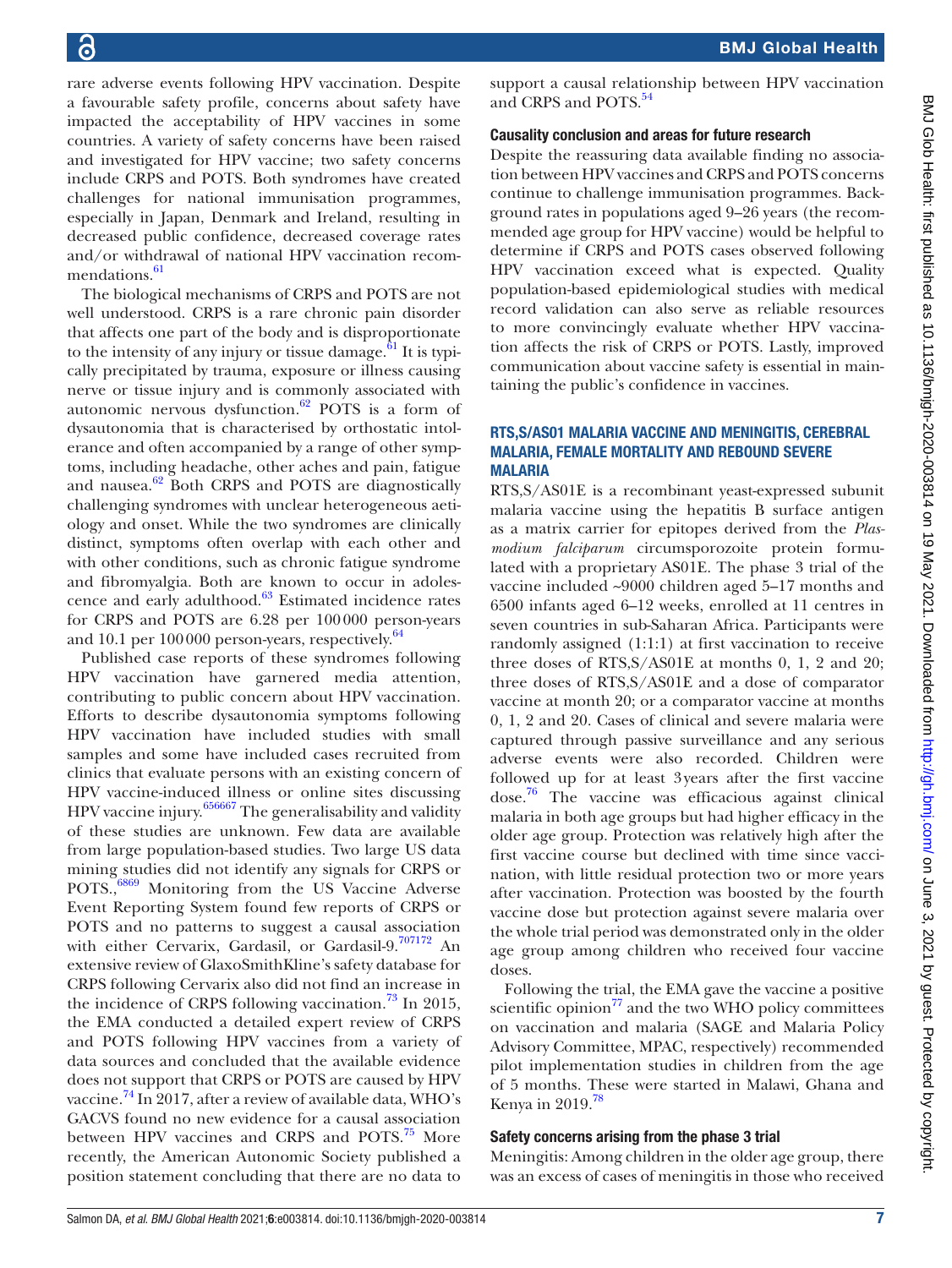rare adverse events following HPV vaccination. Despite a favourable safety profile, concerns about safety have impacted the acceptability of HPV vaccines in some countries. A variety of safety concerns have been raised and investigated for HPV vaccine; two safety concerns include CRPS and POTS. Both syndromes have created challenges for national immunisation programmes, especially in Japan, Denmark and Ireland, resulting in decreased public confidence, decreased coverage rates and/or withdrawal of national HPV vaccination recommendations.[61]

The biological mechanisms of CRPS and POTS are not well understood. CRPS is a rare chronic pain disorder that affects one part of the body and is disproportionate to the intensity of any injury or tissue damage.[61] It is typically precipitated by trauma, exposure or illness causing nerve or tissue injury and is commonly associated with autonomic nervous dysfunction.[62] POTS is a form of dysautonomia that is characterised by orthostatic intolerance and often accompanied by a range of other symptoms, including headache, other aches and pain, fatigue and nausea.[62] Both CRPS and POTS are diagnostically challenging syndromes with unclear heterogeneous aetiology and onset. While the two syndromes are clinically distinct, symptoms often overlap with each other and with other conditions, such as chronic fatigue syndrome and fibromyalgia. Both are known to occur in adolescence and early adulthood.[63] Estimated incidence rates for CRPS and POTS are 6.28 per 100 000 person-years and 10.1 per 100 000 person-years, respectively.[64]

Published case reports of these syndromes following HPV vaccination have garnered media attention, contributing to public concern about HPV vaccination. Efforts to describe dysautonomia symptoms following HPV vaccination have included studies with small samples and some have included cases recruited from clinics that evaluate persons with an existing concern of HPV vaccine-induced illness or online sites discussing HPV vaccine injury.[65,66,67] The generalisability and validity of these studies are unknown. Few data are available from large population-based studies. Two large US data mining studies did not identify any signals for CRPS or POTS.,[68,69] Monitoring from the US Vaccine Adverse Event Reporting System found few reports of CRPS or POTS and no patterns to suggest a causal association with either Cervarix, Gardasil, or Gardasil-9.[70,71,72] An extensive review of GlaxoSmithKline's safety database for CRPS following Cervarix also did not find an increase in the incidence of CRPS following vaccination.[73] In 2015, the EMA conducted a detailed expert review of CRPS and POTS following HPV vaccines from a variety of data sources and concluded that the available evidence does not support that CRPS or POTS are caused by HPV vaccine.[74] In 2017, after a review of available data, WHO's GACVS found no new evidence for a causal association between HPV vaccines and CRPS and POTS.[75] More recently, the American Autonomic Society published a position statement concluding that there are no data to support a causal relationship between HPV vaccination and CRPS and POTS.[54]

### Causality conclusion and areas for future research

Despite the reassuring data available finding no association between HPV vaccines and CRPS and POTS concerns continue to challenge immunisation programmes. Background rates in populations aged 9–26 years (the recommended age group for HPV vaccine) would be helpful to determine if CRPS and POTS cases observed following HPV vaccination exceed what is expected. Quality population-based epidemiological studies with medical record validation can also serve as reliable resources to more convincingly evaluate whether HPV vaccination affects the risk of CRPS or POTS. Lastly, improved communication about vaccine safety is essential in maintaining the public's confidence in vaccines.

## RTS,S/AS01 MALARIA VACCINE AND MENINGITIS, CEREBRAL MALARIA, FEMALE MORTALITY AND REBOUND SEVERE MALARIA

RTS,S/AS01E is a recombinant yeast-expressed subunit malaria vaccine using the hepatitis B surface antigen as a matrix carrier for epitopes derived from the *Plasmodium falciparum* circumsporozoite protein formulated with a proprietary AS01E. The phase 3 trial of the vaccine included ~9000 children aged 5–17 months and 6500 infants aged 6–12 weeks, enrolled at 11 centres in seven countries in sub-Saharan Africa. Participants were randomly assigned (1:1:1) at first vaccination to receive three doses of RTS,S/AS01E at months 0, 1, 2 and 20; three doses of RTS,S/AS01E and a dose of comparator vaccine at month 20; or a comparator vaccine at months 0, 1, 2 and 20. Cases of clinical and severe malaria were captured through passive surveillance and any serious adverse events were also recorded. Children were followed up for at least 3 years after the first vaccine dose.[76] The vaccine was efficacious against clinical malaria in both age groups but had higher efficacy in the older age group. Protection was relatively high after the first vaccine course but declined with time since vaccination, with little residual protection two or more years after vaccination. Protection was boosted by the fourth vaccine dose but protection against severe malaria over the whole trial period was demonstrated only in the older age group among children who received four vaccine doses.

Following the trial, the EMA gave the vaccine a positive scientific opinion[77] and the two WHO policy committees on vaccination and malaria (SAGE and Malaria Policy Advisory Committee, MPAC, respectively) recommended pilot implementation studies in children from the age of 5 months. These were started in Malawi, Ghana and Kenya in 2019.[78]

### Safety concerns arising from the phase 3 trial

Meningitis: Among children in the older age group, there was an excess of cases of meningitis in those who received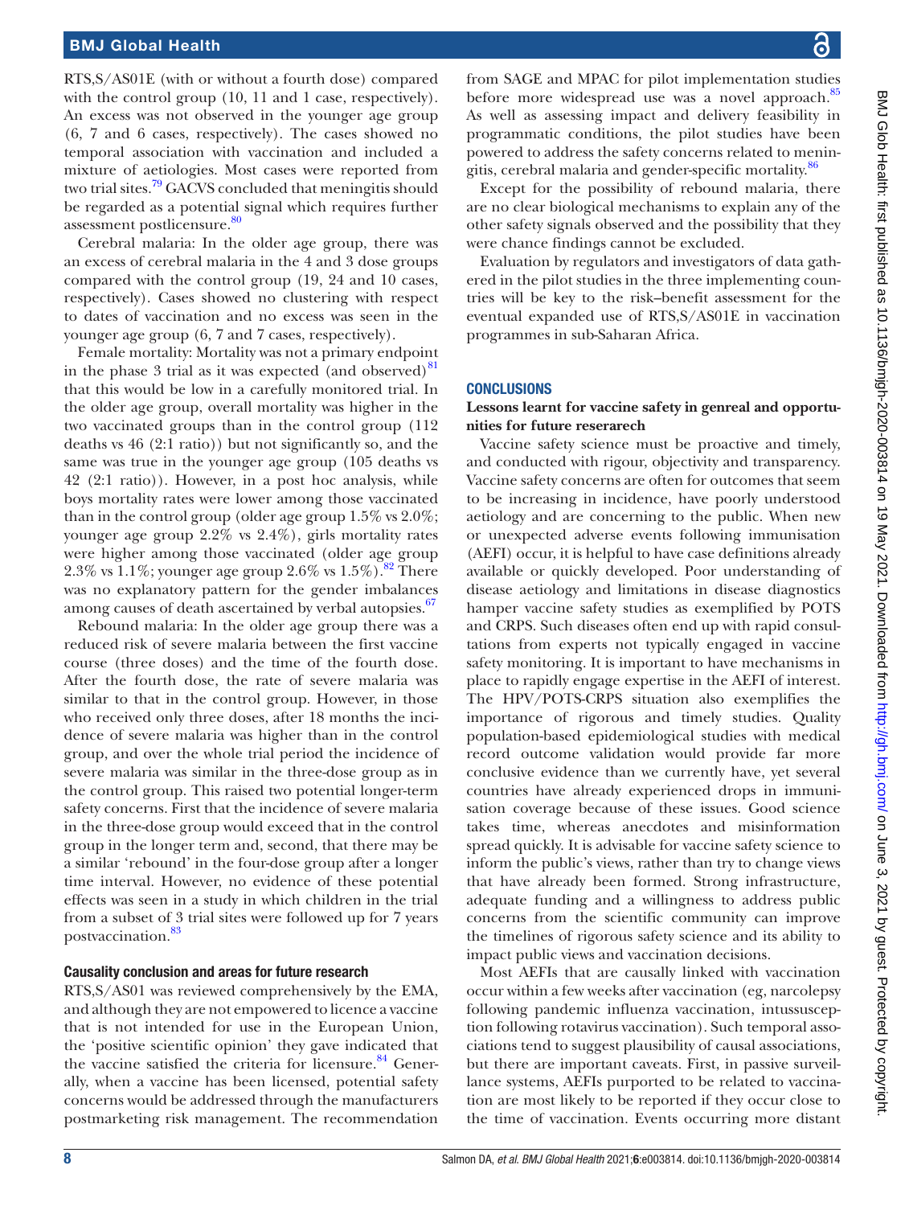RTS,S/AS01E (with or without a fourth dose) compared with the control group (10, 11 and 1 case, respectively). An excess was not observed in the younger age group (6, 7 and 6 cases, respectively). The cases showed no temporal association with vaccination and included a mixture of aetiologies. Most cases were reported from two trial sites.[79] GACVS concluded that meningitis should be regarded as a potential signal which requires further assessment postlicensure.[80]

Cerebral malaria: In the older age group, there was an excess of cerebral malaria in the 4 and 3 dose groups compared with the control group (19, 24 and 10 cases, respectively). Cases showed no clustering with respect to dates of vaccination and no excess was seen in the younger age group (6, 7 and 7 cases, respectively).

Female mortality: Mortality was not a primary endpoint in the phase 3 trial as it was expected (and observed)[81] that this would be low in a carefully monitored trial. In the older age group, overall mortality was higher in the two vaccinated groups than in the control group (112 deaths vs 46 (2:1 ratio)) but not significantly so, and the same was true in the younger age group (105 deaths vs 42 (2:1 ratio)). However, in a post hoc analysis, while boys mortality rates were lower among those vaccinated than in the control group (older age group 1.5% vs 2.0%; younger age group 2.2% vs 2.4%), girls mortality rates were higher among those vaccinated (older age group 2.3% vs 1.1%; younger age group 2.6% vs 1.5%).[82] There was no explanatory pattern for the gender imbalances among causes of death ascertained by verbal autopsies.[67]

Rebound malaria: In the older age group there was a reduced risk of severe malaria between the first vaccine course (three doses) and the time of the fourth dose. After the fourth dose, the rate of severe malaria was similar to that in the control group. However, in those who received only three doses, after 18 months the incidence of severe malaria was higher than in the control group, and over the whole trial period the incidence of severe malaria was similar in the three-dose group as in the control group. This raised two potential longer-term safety concerns. First that the incidence of severe malaria in the three-dose group would exceed that in the control group in the longer term and, second, that there may be a similar 'rebound' in the four-dose group after a longer time interval. However, no evidence of these potential effects was seen in a study in which children in the trial from a subset of 3 trial sites were followed up for 7 years postvaccination.[83]

### Causality conclusion and areas for future research

RTS,S/AS01 was reviewed comprehensively by the EMA, and although they are not empowered to licence a vaccine that is not intended for use in the European Union, the 'positive scientific opinion' they gave indicated that the vaccine satisfied the criteria for licensure.[84] Generally, when a vaccine has been licensed, potential safety concerns would be addressed through the manufacturers postmarketing risk management. The recommendation from SAGE and MPAC for pilot implementation studies before more widespread use was a novel approach.[85] As well as assessing impact and delivery feasibility in programmatic conditions, the pilot studies have been powered to address the safety concerns related to meningitis, cerebral malaria and gender-specific mortality.[86]

Except for the possibility of rebound malaria, there are no clear biological mechanisms to explain any of the other safety signals observed and the possibility that they were chance findings cannot be excluded.

Evaluation by regulators and investigators of data gathered in the pilot studies in the three implementing countries will be key to the risk–benefit assessment for the eventual expanded use of RTS,S/AS01E in vaccination programmes in sub-Saharan Africa.

## CONCLUSIONS

### Lessons learnt for vaccine safety in genreal and opportunities for future reserarech

Vaccine safety science must be proactive and timely, and conducted with rigour, objectivity and transparency. Vaccine safety concerns are often for outcomes that seem to be increasing in incidence, have poorly understood aetiology and are concerning to the public. When new or unexpected adverse events following immunisation (AEFI) occur, it is helpful to have case definitions already available or quickly developed. Poor understanding of disease aetiology and limitations in disease diagnostics hamper vaccine safety studies as exemplified by POTS and CRPS. Such diseases often end up with rapid consultations from experts not typically engaged in vaccine safety monitoring. It is important to have mechanisms in place to rapidly engage expertise in the AEFI of interest. The HPV/POTS-CRPS situation also exemplifies the importance of rigorous and timely studies. Quality population-based epidemiological studies with medical record outcome validation would provide far more conclusive evidence than we currently have, yet several countries have already experienced drops in immunisation coverage because of these issues. Good science takes time, whereas anecdotes and misinformation spread quickly. It is advisable for vaccine safety science to inform the public's views, rather than try to change views that have already been formed. Strong infrastructure, adequate funding and a willingness to address public concerns from the scientific community can improve the timelines of rigorous safety science and its ability to impact public views and vaccination decisions.

Most AEFIs that are causally linked with vaccination occur within a few weeks after vaccination (eg, narcolepsy following pandemic influenza vaccination, intussusception following rotavirus vaccination). Such temporal associations tend to suggest plausibility of causal associations, but there are important caveats. First, in passive surveillance systems, AEFIs purported to be related to vaccination are most likely to be reported if they occur close to the time of vaccination. Events occurring more distant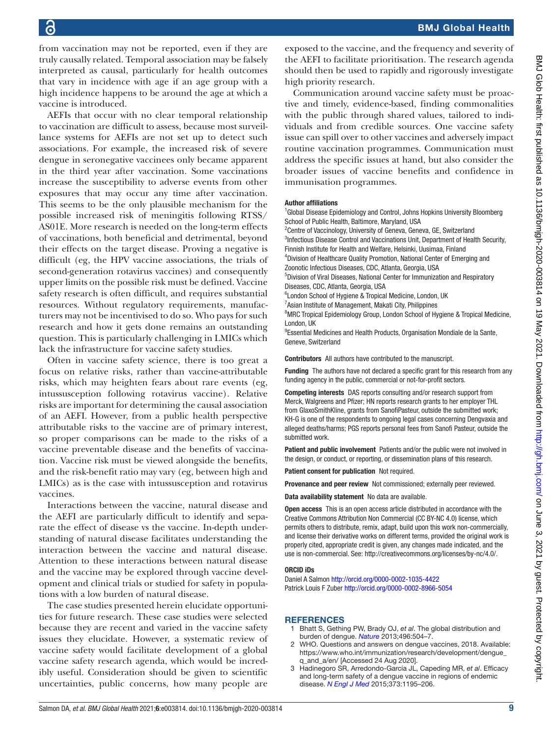from vaccination may not be reported, even if they are truly causally related. Temporal association may be falsely interpreted as causal, particularly for health outcomes that vary in incidence with age if an age group with a high incidence happens to be around the age at which a vaccine is introduced.

AEFIs that occur with no clear temporal relationship to vaccination are difficult to assess, because most surveillance systems for AEFIs are not set up to detect such associations. For example, the increased risk of severe dengue in seronegative vaccinees only became apparent in the third year after vaccination. Some vaccinations increase the susceptibility to adverse events from other exposures that may occur any time after vaccination. This seems to be the only plausible mechanism for the possible increased risk of meningitis following RTSS/AS01E. More research is needed on the long-term effects of vaccinations, both beneficial and detrimental, beyond their effects on the target disease. Proving a negative is difficult (eg, the HPV vaccine associations, the trials of second-generation rotavirus vaccines) and consequently upper limits on the possible risk must be defined. Vaccine safety research is often difficult, and requires substantial resources. Without regulatory requirements, manufacturers may not be incentivised to do so. Who pays for such research and how it gets done remains an outstanding question. This is particularly challenging in LMICs which lack the infrastructure for vaccine safety studies.

Often in vaccine safety science, there is too great a focus on relative risks, rather than vaccine-attributable risks, which may heighten fears about rare events (eg, intussusception following rotavirus vaccine). Relative risks are important for determining the causal association of an AEFI. However, from a public health perspective attributable risks to the vaccine are of primary interest, so proper comparisons can be made to the risks of a vaccine preventable disease and the benefits of vaccination. Vaccine risk must be viewed alongside the benefits, and the risk-benefit ratio may vary (eg, between high and LMICs) as is the case with intussusception and rotavirus vaccines.

Interactions between the vaccine, natural disease and the AEFI are particularly difficult to identify and separate the effect of disease vs the vaccine. In-depth understanding of natural disease facilitates understanding the interaction between the vaccine and natural disease. Attention to these interactions between natural disease and the vaccine may be explored through vaccine development and clinical trials or studied for safety in populations with a low burden of natural disease.

The case studies presented herein elucidate opportunities for future research. These case studies were selected because they are recent and varied in the vaccine safety issues they elucidate. However, a systematic review of vaccine safety would facilitate development of a global vaccine safety research agenda, which would be incredibly useful. Consideration should be given to scientific uncertainties, public concerns, how many people are exposed to the vaccine, and the frequency and severity of the AEFI to facilitate prioritisation. The research agenda should then be used to rapidly and rigorously investigate high priority research.

Communication around vaccine safety must be proactive and timely, evidence-based, finding commonalities with the public through shared values, tailored to individuals and from credible sources. One vaccine safety issue can spill over to other vaccines and adversely impact routine vaccination programmes. Communication must address the specific issues at hand, but also consider the broader issues of vaccine benefits and confidence in immunisation programmes.

**Author affiliations**

[1]Global Disease Epidemiology and Control, Johns Hopkins University Bloomberg School of Public Health, Baltimore, Maryland, USA
[2]Centre of Vaccinology, University of Geneva, Geneva, GE, Switzerland
[3]Infectious Disease Control and Vaccinations Unit, Department of Health Security, Finnish Institute for Health and Welfare, Helsinki, Uusimaa, Finland
[4]Division of Healthcare Quality Promotion, National Center of Emerging and Zoonotic Infectious Diseases, CDC, Atlanta, Georgia, USA
[5]Division of Viral Diseases, National Center for Immunization and Respiratory Diseases, CDC, Atlanta, Georgia, USA
[6]London School of Hygiene & Tropical Medicine, London, UK
[7]Asian Institute of Management, Makati City, Philippines
[8]MRC Tropical Epidemiology Group, London School of Hygiene & Tropical Medicine, London, UK
[9]Essential Medicines and Health Products, Organisation Mondiale de la Sante, Geneve, Switzerland

**Contributors** All authors have contributed to the manuscript.

**Funding** The authors have not declared a specific grant for this research from any funding agency in the public, commercial or not-for-profit sectors.

**Competing interests** DAS reports consulting and/or research support from Merck, Walgreens and Pfizer; HN reports research grants to her employer THL from GlaxoSmithKline, grants from SanofiPasteur, outside the submitted work; KH-G is one of the respondents to ongoing legal cases concerning Dengvaxia and alleged deaths/harms; PGS reports personal fees from Sanofi Pasteur, outside the submitted work.

**Patient and public involvement** Patients and/or the public were not involved in the design, or conduct, or reporting, or dissemination plans of this research.

**Patient consent for publication** Not required.

**Provenance and peer review** Not commissioned; externally peer reviewed.

**Data availability statement** No data are available.

**Open access** This is an open access article distributed in accordance with the Creative Commons Attribution Non Commercial (CC BY-NC 4.0) license, which permits others to distribute, remix, adapt, build upon this work non-commercially, and license their derivative works on different terms, provided the original work is properly cited, appropriate credit is given, any changes made indicated, and the use is non-commercial. See: http://creativecommons.org/licenses/by-nc/4.0/.

**ORCID iDs**

Daniel A Salmon http://orcid.org/0000-0002-1035-4422
Patrick Louis F Zuber http://orcid.org/0000-0002-8966-5054

## REFERENCES

1. Bhatt S, Gething PW, Brady OJ, *et al*. The global distribution and burden of dengue. *Nature* 2013;496:504–7.
2. WHO. Questions and answers on dengue vaccines, 2018. Available: https://www.who.int/immunization/research/development/dengue_q_and_a/en/ [Accessed 24 Aug 2020].
3. Hadinegoro SR, Arredondo-García JL, Capeding MR, *et al*. Efficacy and long-term safety of a dengue vaccine in regions of endemic disease. *N Engl J Med* 2015;373:1195–206.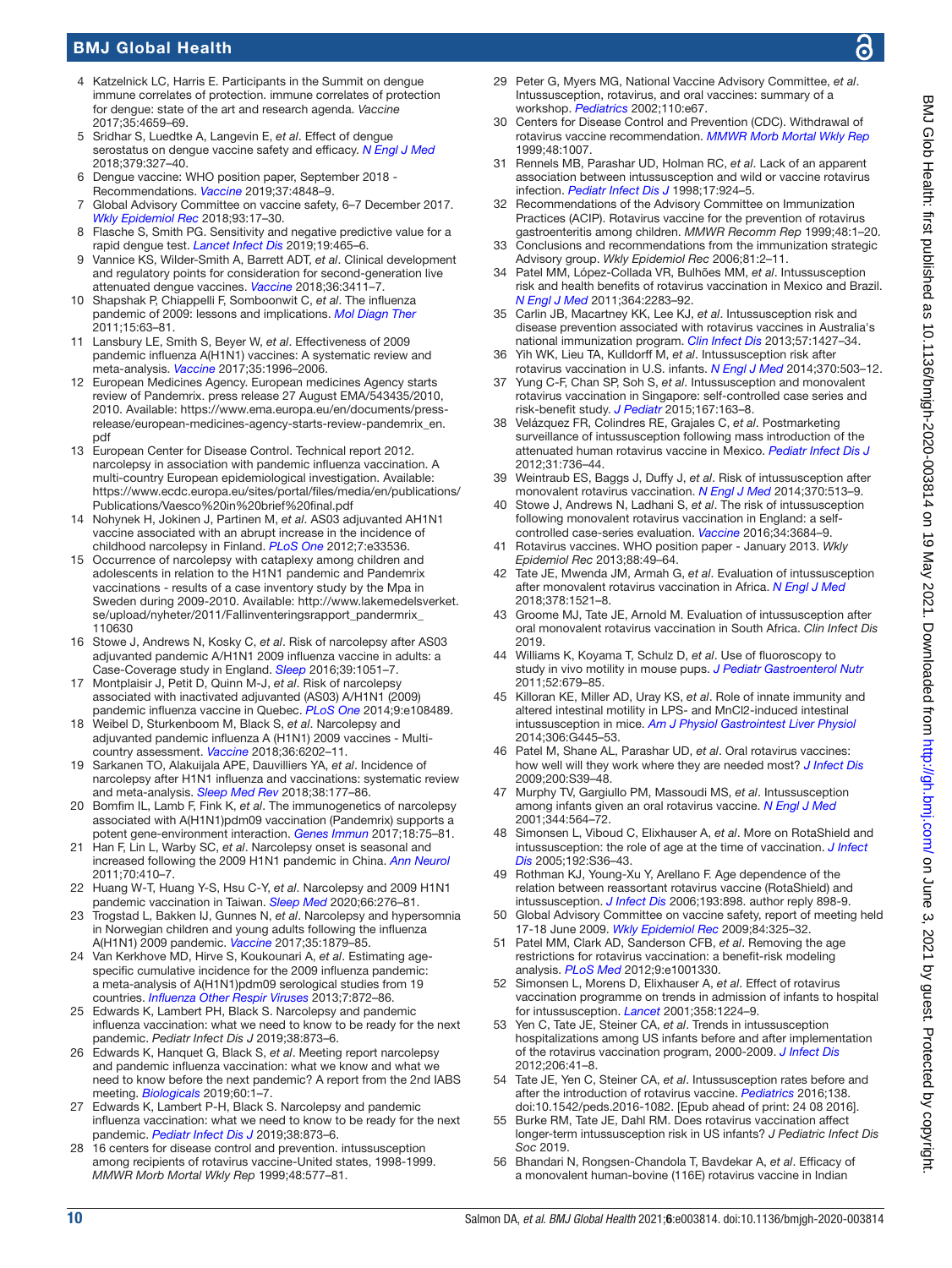4. Katzelnick LC, Harris E. Participants in the Summit on dengue immune correlates of protection. immune correlates of protection for dengue: state of the art and research agenda. *Vaccine* 2017;35:4659–69.
5. Sridhar S, Luedtke A, Langevin E, *et al*. Effect of dengue serostatus on dengue vaccine safety and efficacy. *N Engl J Med* 2018;379:327–40.
6. Dengue vaccine: WHO position paper, September 2018 - Recommendations. *Vaccine* 2019;37:4848–9.
7. Global Advisory Committee on vaccine safety, 6–7 December 2017. *Wkly Epidemiol Rec* 2018;93:17–30.
8. Flasche S, Smith PG. Sensitivity and negative predictive value for a rapid dengue test. *Lancet Infect Dis* 2019;19:465–6.
9. Vannice KS, Wilder-Smith A, Barrett ADT, *et al*. Clinical development and regulatory points for consideration for second-generation live attenuated dengue vaccines. *Vaccine* 2018;36:3411–7.
10. Shapshak P, Chiappelli F, Somboonwit C, *et al*. The influenza pandemic of 2009: lessons and implications. *Mol Diagn Ther* 2011;15:63–81.
11. Lansbury LE, Smith S, Beyer W, *et al*. Effectiveness of 2009 pandemic influenza A(H1N1) vaccines: A systematic review and meta-analysis. *Vaccine* 2017;35:1996–2006.
12. European Medicines Agency. European medicines Agency starts review of Pandemrix. press release 27 August EMA/543435/2010, 2010. Available: https://www.ema.europa.eu/en/documents/press-release/european-medicines-agency-starts-review-pandemrix_en.pdf
13. European Center for Disease Control. Technical report 2012. narcolepsy in association with pandemic influenza vaccination. A multi-country European epidemiological investigation. Available: https://www.ecdc.europa.eu/sites/portal/files/media/en/publications/Publications/Vaesco%20in%20brief%20final.pdf
14. Nohynek H, Jokinen J, Partinen M, *et al*. AS03 adjuvanted AH1N1 vaccine associated with an abrupt increase in the incidence of childhood narcolepsy in Finland. *PLoS One* 2012;7:e33536.
15. Occurrence of narcolepsy with cataplexy among children and adolescents in relation to the H1N1 pandemic and Pandemrix vaccinations - results of a case inventory study by the Mpa in Sweden during 2009-2010. Available: http://www.lakemedelsverket.se/upload/nyheter/2011/Fallinventeringsrapport_pandermrix_110630
16. Stowe J, Andrews N, Kosky C, *et al*. Risk of narcolepsy after AS03 adjuvanted pandemic A/H1N1 2009 influenza vaccine in adults: a Case-Coverage study in England. *Sleep* 2016;39:1051–7.
17. Montplaisir J, Petit D, Quinn M-J, *et al*. Risk of narcolepsy associated with inactivated adjuvanted (AS03) A/H1N1 (2009) pandemic influenza vaccine in Quebec. *PLoS One* 2014;9:e108489.
18. Weibel D, Sturkenboom M, Black S, *et al*. Narcolepsy and adjuvanted pandemic influenza A (H1N1) 2009 vaccines - Multi-country assessment. *Vaccine* 2018;36:6202–11.
19. Sarkanen TO, Alakuijala APE, Dauvilliers YA, *et al*. Incidence of narcolepsy after H1N1 influenza and vaccinations: systematic review and meta-analysis. *Sleep Med Rev* 2018;38:177–86.
20. Bomfim IL, Lamb F, Fink K, *et al*. The immunogenetics of narcolepsy associated with A(H1N1)pdm09 vaccination (Pandemrix) supports a potent gene-environment interaction. *Genes Immun* 2017;18:75–81.
21. Han F, Lin L, Warby SC, *et al*. Narcolepsy onset is seasonal and increased following the 2009 H1N1 pandemic in China. *Ann Neurol* 2011;70:410–7.
22. Huang W-T, Huang Y-S, Hsu C-Y, *et al*. Narcolepsy and 2009 H1N1 pandemic vaccination in Taiwan. *Sleep Med* 2020;66:276–81.
23. Trogstad L, Bakken IJ, Gunnes N, *et al*. Narcolepsy and hypersomnia in Norwegian children and young adults following the influenza A(H1N1) 2009 pandemic. *Vaccine* 2017;35:1879–85.
24. Van Kerkhove MD, Hirve S, Koukounari A, *et al*. Estimating age-specific cumulative incidence for the 2009 influenza pandemic: a meta-analysis of A(H1N1)pdm09 serological studies from 19 countries. *Influenza Other Respir Viruses* 2013;7:872–86.
25. Edwards K, Lambert PH, Black S. Narcolepsy and pandemic influenza vaccination: what we need to know to be ready for the next pandemic. *Pediatr Infect Dis J* 2019;38:873–6.
26. Edwards K, Hanquet G, Black S, *et al*. Meeting report narcolepsy and pandemic influenza vaccination: what we know and what we need to know before the next pandemic? A report from the 2nd IABS meeting. *Biologicals* 2019;60:1–7.
27. Edwards K, Lambert P-H, Black S. Narcolepsy and pandemic influenza vaccination: what we need to know to be ready for the next pandemic. *Pediatr Infect Dis J* 2019;38:873–6.
28. 16 centers for disease control and prevention. intussusception among recipients of rotavirus vaccine-United states, 1998-1999. *MMWR Morb Mortal Wkly Rep* 1999;48:577–81.
29. Peter G, Myers MG, National Vaccine Advisory Committee, *et al*. Intussusception, rotavirus, and oral vaccines: summary of a workshop. *Pediatrics* 2002;110:e67.
30. Centers for Disease Control and Prevention (CDC). Withdrawal of rotavirus vaccine recommendation. *MMWR Morb Mortal Wkly Rep* 1999;48:1007.
31. Rennels MB, Parashar UD, Holman RC, *et al*. Lack of an apparent association between intussusception and wild or vaccine rotavirus infection. *Pediatr Infect Dis J* 1998;17:924–5.
32. Recommendations of the Advisory Committee on Immunization Practices (ACIP). Rotavirus vaccine for the prevention of rotavirus gastroenteritis among children. *MMWR Recomm Rep* 1999;48:1–20.
33. Conclusions and recommendations from the immunization strategic Advisory group. *Wkly Epidemiol Rec* 2006;81:2–11.
34. Patel MM, López-Collada VR, Bulhões MM, *et al*. Intussusception risk and health benefits of rotavirus vaccination in Mexico and Brazil. *N Engl J Med* 2011;364:2283–92.
35. Carlin JB, Macartney KK, Lee KJ, *et al*. Intussusception risk and disease prevention associated with rotavirus vaccines in Australia's national immunization program. *Clin Infect Dis* 2013;57:1427–34.
36. Yih WK, Lieu TA, Kulldorff M, *et al*. Intussusception risk after rotavirus vaccination in U.S. infants. *N Engl J Med* 2014;370:503–12.
37. Yung C-F, Chan SP, Soh S, *et al*. Intussusception and monovalent rotavirus vaccination in Singapore: self-controlled case series and risk-benefit study. *J Pediatr* 2015;167:163–8.
38. Velázquez FR, Colindres RE, Grajales C, *et al*. Postmarketing surveillance of intussusception following mass introduction of the attenuated human rotavirus vaccine in Mexico. *Pediatr Infect Dis J* 2012;31:736–44.
39. Weintraub ES, Baggs J, Duffy J, *et al*. Risk of intussusception after monovalent rotavirus vaccination. *N Engl J Med* 2014;370:513–9.
40. Stowe J, Andrews N, Ladhani S, *et al*. The risk of intussusception following monovalent rotavirus vaccination in England: a self-controlled case-series evaluation. *Vaccine* 2016;34:3684–9.
41. Rotavirus vaccines. WHO position paper - January 2013. *Wkly Epidemiol Rec* 2013;88:49–64.
42. Tate JE, Mwenda JM, Armah G, *et al*. Evaluation of intussusception after monovalent rotavirus vaccination in Africa. *N Engl J Med* 2018;378:1521–8.
43. Groome MJ, Tate JE, Arnold M. Evaluation of intussusception after oral monovalent rotavirus vaccination in South Africa. *Clin Infect Dis* 2019.
44. Williams K, Koyama T, Schulz D, *et al*. Use of fluoroscopy to study in vivo motility in mouse pups. *J Pediatr Gastroenterol Nutr* 2011;52:679–85.
45. Killoran KE, Miller AD, Uray KS, *et al*. Role of innate immunity and altered intestinal motility in LPS- and MnCl2-induced intestinal intussusception in mice. *Am J Physiol Gastrointest Liver Physiol* 2014;306:G445–53.
46. Patel MM, Shane AL, Parashar UD, *et al*. Oral rotavirus vaccines: how well will they work where they are needed most? *J Infect Dis* 2009;200:S39–48.
47. Murphy TV, Gargiullo PM, Massoudi MS, *et al*. Intussusception among infants given an oral rotavirus vaccine. *N Engl J Med* 2001;344:564–72.
48. Simonsen L, Viboud C, Elixhauser A, *et al*. More on RotaShield and intussusception: the role of age at the time of vaccination. *J Infect Dis* 2005;192:S36–43.
49. Rothman KJ, Young-Xu Y, Arellano F. Age dependence of the relation between reassortant rotavirus vaccine (RotaShield) and intussusception. *J Infect Dis* 2006;193:898. author reply 898-9.
50. Global Advisory Committee on vaccine safety, report of meeting held 17-18 June 2009. *Wkly Epidemiol Rec* 2009;84:325–32.
51. Patel MM, Clark AD, Sanderson CFB, *et al*. Removing the age restrictions for rotavirus vaccination: a benefit-risk modeling analysis. *PLoS Med* 2012;9:e1001330.
52. Simonsen L, Morens D, Elixhauser A, *et al*. Effect of rotavirus vaccination programme on trends in admission of infants to hospital for intussusception. *Lancet* 2001;358:1224–9.
53. Yen C, Tate JE, Steiner CA, *et al*. Trends in intussusception hospitalizations among US infants before and after implementation of the rotavirus vaccination program, 2000-2009. *J Infect Dis* 2012;206:41–8.
54. Tate JE, Yen C, Steiner CA, *et al*. Intussusception rates before and after the introduction of rotavirus vaccine. *Pediatrics* 2016;138. doi:10.1542/peds.2016-1082. [Epub ahead of print: 24 08 2016].
55. Burke RM, Tate JE, Dahl RM. Does rotavirus vaccination affect longer-term intussusception risk in US infants? *J Pediatric Infect Dis Soc* 2019.
56. Bhandari N, Rongsen-Chandola T, Bavdekar A, *et al*. Efficacy of a monovalent human-bovine (116E) rotavirus vaccine in Indian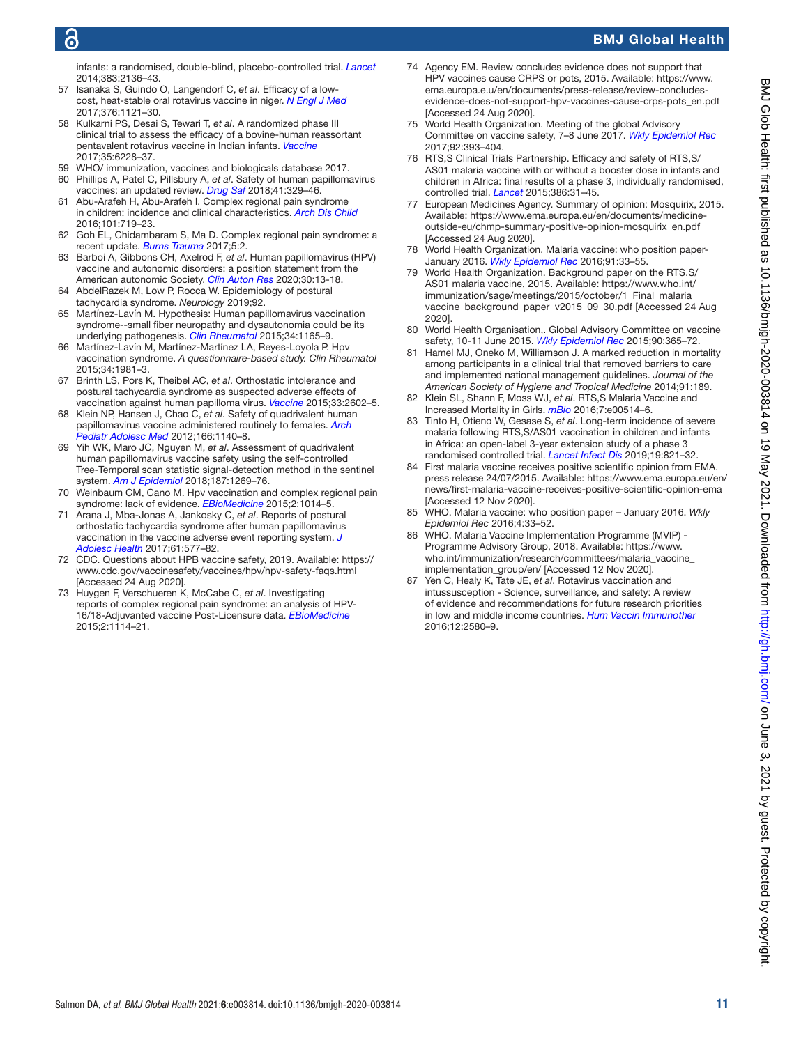infants: a randomised, double-blind, placebo-controlled trial. *Lancet* 2014;383:2136–43.

57. Isanaka S, Guindo O, Langendorf C, *et al*. Efficacy of a low-cost, heat-stable oral rotavirus vaccine in niger. *N Engl J Med* 2017;376:1121–30.
58. Kulkarni PS, Desai S, Tewari T, *et al*. A randomized phase III clinical trial to assess the efficacy of a bovine-human reassortant pentavalent rotavirus vaccine in Indian infants. *Vaccine* 2017;35:6228–37.
59. WHO/ immunization, vaccines and biologicals database 2017.
60. Phillips A, Patel C, Pillsbury A, *et al*. Safety of human papillomavirus vaccines: an updated review. *Drug Saf* 2018;41:329–46.
61. Abu-Arafeh H, Abu-Arafeh I. Complex regional pain syndrome in children: incidence and clinical characteristics. *Arch Dis Child* 2016;101:719–23.
62. Goh EL, Chidambaram S, Ma D. Complex regional pain syndrome: a recent update. *Burns Trauma* 2017;5:2.
63. Barboi A, Gibbons CH, Axelrod F, *et al*. Human papillomavirus (HPV) vaccine and autonomic disorders: a position statement from the American autonomic Society. *Clin Auton Res* 2020;30:13-18.
64. AbdelRazek M, Low P, Rocca W. Epidemiology of postural tachycardia syndrome. *Neurology* 2019;92.
65. Martínez-Lavín M. Hypothesis: Human papillomavirus vaccination syndrome--small fiber neuropathy and dysautonomia could be its underlying pathogenesis. *Clin Rheumatol* 2015;34:1165–9.
66. Martínez-Lavín M, Martínez-Martínez LA, Reyes-Loyola P. Hpv vaccination syndrome. *A questionnaire-based study. Clin Rheumatol* 2015;34:1981–3.
67. Brinth LS, Pors K, Theibel AC, *et al*. Orthostatic intolerance and postural tachycardia syndrome as suspected adverse effects of vaccination against human papilloma virus. *Vaccine* 2015;33:2602–5.
68. Klein NP, Hansen J, Chao C, *et al*. Safety of quadrivalent human papillomavirus vaccine administered routinely to females. *Arch Pediatr Adolesc Med* 2012;166:1140–8.
69. Yih WK, Maro JC, Nguyen M, *et al*. Assessment of quadrivalent human papillomavirus vaccine safety using the self-controlled Tree-Temporal scan statistic signal-detection method in the sentinel system. *Am J Epidemiol* 2018;187:1269–76.
70. Weinbaum CM, Cano M. Hpv vaccination and complex regional pain syndrome: lack of evidence. *EBioMedicine* 2015;2:1014–5.
71. Arana J, Mba-Jonas A, Jankosky C, *et al*. Reports of postural orthostatic tachycardia syndrome after human papillomavirus vaccination in the vaccine adverse event reporting system. *J Adolesc Health* 2017;61:577–82.
72. CDC. Questions about HPB vaccine safety, 2019. Available: https://www.cdc.gov/vaccinesafety/vaccines/hpv/hpv-safety-faqs.html [Accessed 24 Aug 2020].
73. Huygen F, Verschueren K, McCabe C, *et al*. Investigating reports of complex regional pain syndrome: an analysis of HPV-16/18-Adjuvanted vaccine Post-Licensure data. *EBioMedicine* 2015;2:1114–21.
74. Agency EM. Review concludes evidence does not support that HPV vaccines cause CRPS or pots, 2015. Available: https://www.ema.europa.e.u/en/documents/press-release/review-concludes-evidence-does-not-support-hpv-vaccines-cause-crps-pots_en.pdf [Accessed 24 Aug 2020].
75. World Health Organization. Meeting of the global Advisory Committee on vaccine safety, 7–8 June 2017. *Wkly Epidemiol Rec* 2017;92:393–404.
76. RTS,S Clinical Trials Partnership. Efficacy and safety of RTS,S/AS01 malaria vaccine with or without a booster dose in infants and children in Africa: final results of a phase 3, individually randomised, controlled trial. *Lancet* 2015;386:31–45.
77. European Medicines Agency. Summary of opinion: Mosquirix, 2015. Available: https://www.ema.europa.eu/en/documents/medicine-outside-eu/chmp-summary-positive-opinion-mosquirix_en.pdf [Accessed 24 Aug 2020].
78. World Health Organization. Malaria vaccine: who position paper-January 2016. *Wkly Epidemiol Rec* 2016;91:33–55.
79. World Health Organization. Background paper on the RTS,S/AS01 malaria vaccine, 2015. Available: https://www.who.int/immunization/sage/meetings/2015/october/1_Final_malaria_vaccine_background_paper_v2015_09_30.pdf [Accessed 24 Aug 2020].
80. World Health Organisation,. Global Advisory Committee on vaccine safety, 10-11 June 2015. *Wkly Epidemiol Rec* 2015;90:365–72.
81. Hamel MJ, Oneko M, Williamson J. A marked reduction in mortality among participants in a clinical trial that removed barriers to care and implemented national management guidelines. *Journal of the American Society of Hygiene and Tropical Medicine* 2014;91:189.
82. Klein SL, Shann F, Moss WJ, *et al*. RTS,S Malaria Vaccine and Increased Mortality in Girls. *mBio* 2016;7:e00514–6.
83. Tinto H, Otieno W, Gesase S, *et al*. Long-term incidence of severe malaria following RTS,S/AS01 vaccination in children and infants in Africa: an open-label 3-year extension study of a phase 3 randomised controlled trial. *Lancet Infect Dis* 2019;19:821–32.
84. First malaria vaccine receives positive scientific opinion from EMA. press release 24/07/2015. Available: https://www.ema.europa.eu/en/news/first-malaria-vaccine-receives-positive-scientific-opinion-ema [Accessed 12 Nov 2020].
85. WHO. Malaria vaccine: who position paper – January 2016. *Wkly Epidemiol Rec* 2016;4:33–52.
86. WHO. Malaria Vaccine Implementation Programme (MVIP) - Programme Advisory Group, 2018. Available: https://www.who.int/immunization/research/committees/malaria_vaccine_implementation_group/en/ [Accessed 12 Nov 2020].
87. Yen C, Healy K, Tate JE, *et al*. Rotavirus vaccination and intussusception - Science, surveillance, and safety: A review of evidence and recommendations for future research priorities in low and middle income countries. *Hum Vaccin Immunother* 2016;12:2580–9.